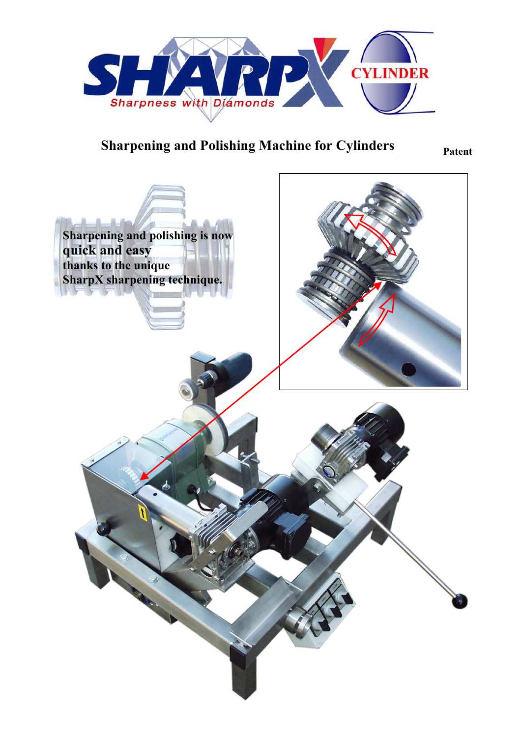# Sharpening and Polishing Machine for Cylinders

**Patent**

**Sharpening and polishing is now quick and easy thanks to the unique SharpX sharpening technique.**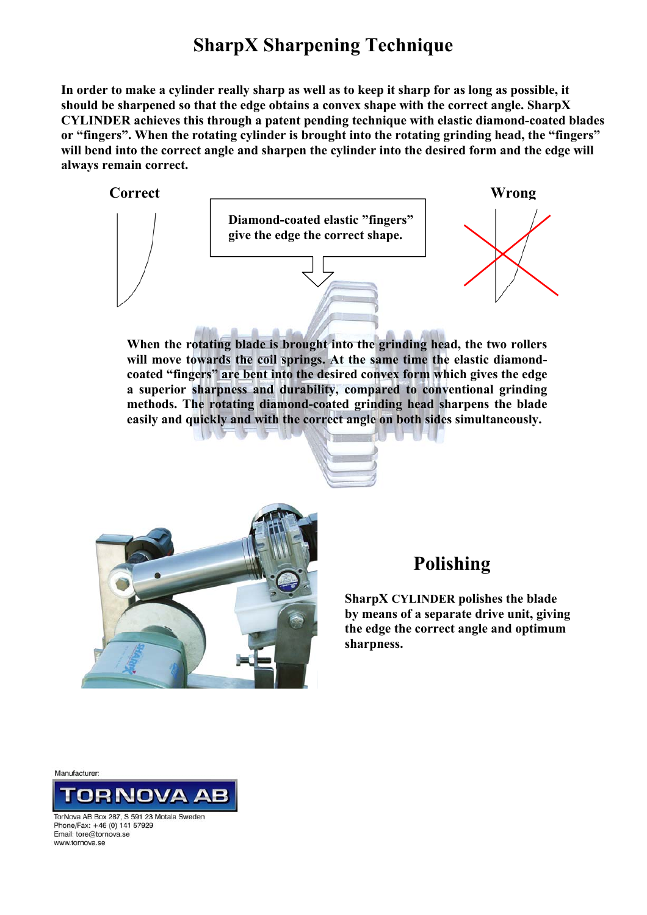# SharpX Sharpening Technique

**In order to make a cylinder really sharp as well as to keep it sharp for as long as possible, it should be sharpened so that the edge obtains a convex shape with the correct angle. SharpX CYLINDER achieves this through a patent pending technique with elastic diamond-coated blades or "fingers". When the rotating cylinder is brought into the rotating grinding head, the "fingers" will bend into the correct angle and sharpen the cylinder into the desired form and the edge will always remain correct.**

Correct

Diamond-coated elastic "fingers" give the edge the correct shape.

Wrong

**When the rotating blade is brought into the grinding head, the two rollers will move towards the coil springs. At the same time the elastic diamond-coated "fingers" are bent into the desired convex form which gives the edge a superior sharpness and durability, compared to conventional grinding methods. The rotating diamond-coated grinding head sharpens the blade easily and quickly and with the correct angle on both sides simultaneously.**

## Polishing

**SharpX CYLINDER polishes the blade by means of a separate drive unit, giving the edge the correct angle and optimum sharpness.**

Manufacturer:

TORNOVA AB

TorNova AB Box 287, S 591 23 Motala Sweden
Phone/Fax: +46 (0) 141 57929
Email: tore@tornova.se
www.tornova.se